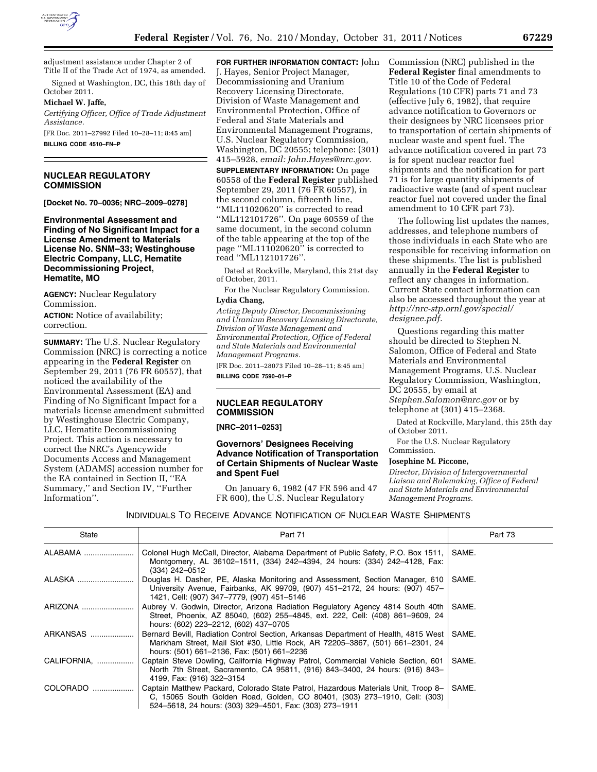adjustment assistance under Chapter 2 of Title II of the Trade Act of 1974, as amended.

Signed at Washington, DC, this 18th day of October 2011.

**Michael W. Jaffe,**

*Certifying Officer, Office of Trade Adjustment Assistance.*

[FR Doc. 2011–27992 Filed 10–28–11; 8:45 am]

**BILLING CODE 4510–FN–P**

## NUCLEAR REGULATORY COMMISSION

**[Docket No. 70–0036; NRC–2009–0278]**

### Environmental Assessment and Finding of No Significant Impact for a License Amendment to Materials License No. SNM–33; Westinghouse Electric Company, LLC, Hematite Decommissioning Project, Hematite, MO

**AGENCY:** Nuclear Regulatory Commission.

**ACTION:** Notice of availability; correction.

**SUMMARY:** The U.S. Nuclear Regulatory Commission (NRC) is correcting a notice appearing in the **Federal Register** on September 29, 2011 (76 FR 60557), that noticed the availability of the Environmental Assessment (EA) and Finding of No Significant Impact for a materials license amendment submitted by Westinghouse Electric Company, LLC, Hematite Decommissioning Project. This action is necessary to correct the NRC's Agencywide Documents Access and Management System (ADAMS) accession number for the EA contained in Section II, ''EA Summary,'' and Section IV, ''Further Information''.

**FOR FURTHER INFORMATION CONTACT:** John J. Hayes, Senior Project Manager, Decommissioning and Uranium Recovery Licensing Directorate, Division of Waste Management and Environmental Protection, Office of Federal and State Materials and Environmental Management Programs, U.S. Nuclear Regulatory Commission, Washington, DC 20555; telephone: (301) 415–5928, *email: John.Hayes@nrc.gov.*

**SUPPLEMENTARY INFORMATION:** On page 60558 of the **Federal Register** published September 29, 2011 (76 FR 60557), in the second column, fifteenth line, ''ML111020620'' is corrected to read ''ML112101726''. On page 60559 of the same document, in the second column of the table appearing at the top of the page ''ML111020620'' is corrected to read ''ML112101726''.

Dated at Rockville, Maryland, this 21st day of October, 2011.

For the Nuclear Regulatory Commission.

**Lydia Chang,**

*Acting Deputy Director, Decommissioning and Uranium Recovery Licensing Directorate, Division of Waste Management and Environmental Protection, Office of Federal and State Materials and Environmental Management Programs.*

[FR Doc. 2011–28073 Filed 10–28–11; 8:45 am]

**BILLING CODE 7590–01–P**

## NUCLEAR REGULATORY COMMISSION

**[NRC–2011–0253]**

### Governors' Designees Receiving Advance Notification of Transportation of Certain Shipments of Nuclear Waste and Spent Fuel

On January 6, 1982 (47 FR 596 and 47 FR 600), the U.S. Nuclear Regulatory Commission (NRC) published in the **Federal Register** final amendments to Title 10 of the Code of Federal Regulations (10 CFR) parts 71 and 73 (effective July 6, 1982), that require advance notification to Governors or their designees by NRC licensees prior to transportation of certain shipments of nuclear waste and spent fuel. The advance notification covered in part 73 is for spent nuclear reactor fuel shipments and the notification for part 71 is for large quantity shipments of radioactive waste (and of spent nuclear reactor fuel not covered under the final amendment to 10 CFR part 73).

The following list updates the names, addresses, and telephone numbers of those individuals in each State who are responsible for receiving information on these shipments. The list is published annually in the **Federal Register** to reflect any changes in information. Current State contact information can also be accessed throughout the year at *http://nrc-stp.ornl.gov/special/designee.pdf.*

Questions regarding this matter should be directed to Stephen N. Salomon, Office of Federal and State Materials and Environmental Management Programs, U.S. Nuclear Regulatory Commission, Washington, DC 20555, by email at *Stephen.Salomon@nrc.gov* or by telephone at (301) 415–2368.

Dated at Rockville, Maryland, this 25th day of October 2011.

For the U.S. Nuclear Regulatory Commission.

**Josephine M. Piccone,**

*Director, Division of Intergovernmental Liaison and Rulemaking, Office of Federal and State Materials and Environmental Management Programs.*

INDIVIDUALS TO RECEIVE ADVANCE NOTIFICATION OF NUCLEAR WASTE SHIPMENTS

| State | Part 71 | Part 73 |
|---|---|---|
| ALABAMA | Colonel Hugh McCall, Director, Alabama Department of Public Safety, P.O. Box 1511, Montgomery, AL 36102–1511, (334) 242–4394, 24 hours: (334) 242–4128, Fax: (334) 242–0512 | SAME. |
| ALASKA | Douglas H. Dasher, PE, Alaska Monitoring and Assessment, Section Manager, 610 University Avenue, Fairbanks, AK 99709, (907) 451–2172, 24 hours: (907) 457–1421, Cell: (907) 347–7779, (907) 451–5146 | SAME. |
| ARIZONA | Aubrey V. Godwin, Director, Arizona Radiation Regulatory Agency 4814 South 40th Street, Phoenix, AZ 85040, (602) 255–4845, ext. 222, Cell: (408) 861–9609, 24 hours: (602) 223–2212, (602) 437–0705 | SAME. |
| ARKANSAS | Bernard Bevill, Radiation Control Section, Arkansas Department of Health, 4815 West Markham Street, Mail Slot #30, Little Rock, AR 72205–3867, (501) 661–2301, 24 hours: (501) 661–2136, Fax: (501) 661–2236 | SAME. |
| CALIFORNIA, | Captain Steve Dowling, California Highway Patrol, Commercial Vehicle Section, 601 North 7th Street, Sacramento, CA 95811, (916) 843–3400, 24 hours: (916) 843–4199, Fax: (916) 322–3154 | SAME. |
| COLORADO | Captain Matthew Packard, Colorado State Patrol, Hazardous Materials Unit, Troop 8–C, 15065 South Golden Road, Golden, CO 80401, (303) 273–1910, Cell: (303) 524–5618, 24 hours: (303) 329–4501, Fax: (303) 273–1911 | SAME. |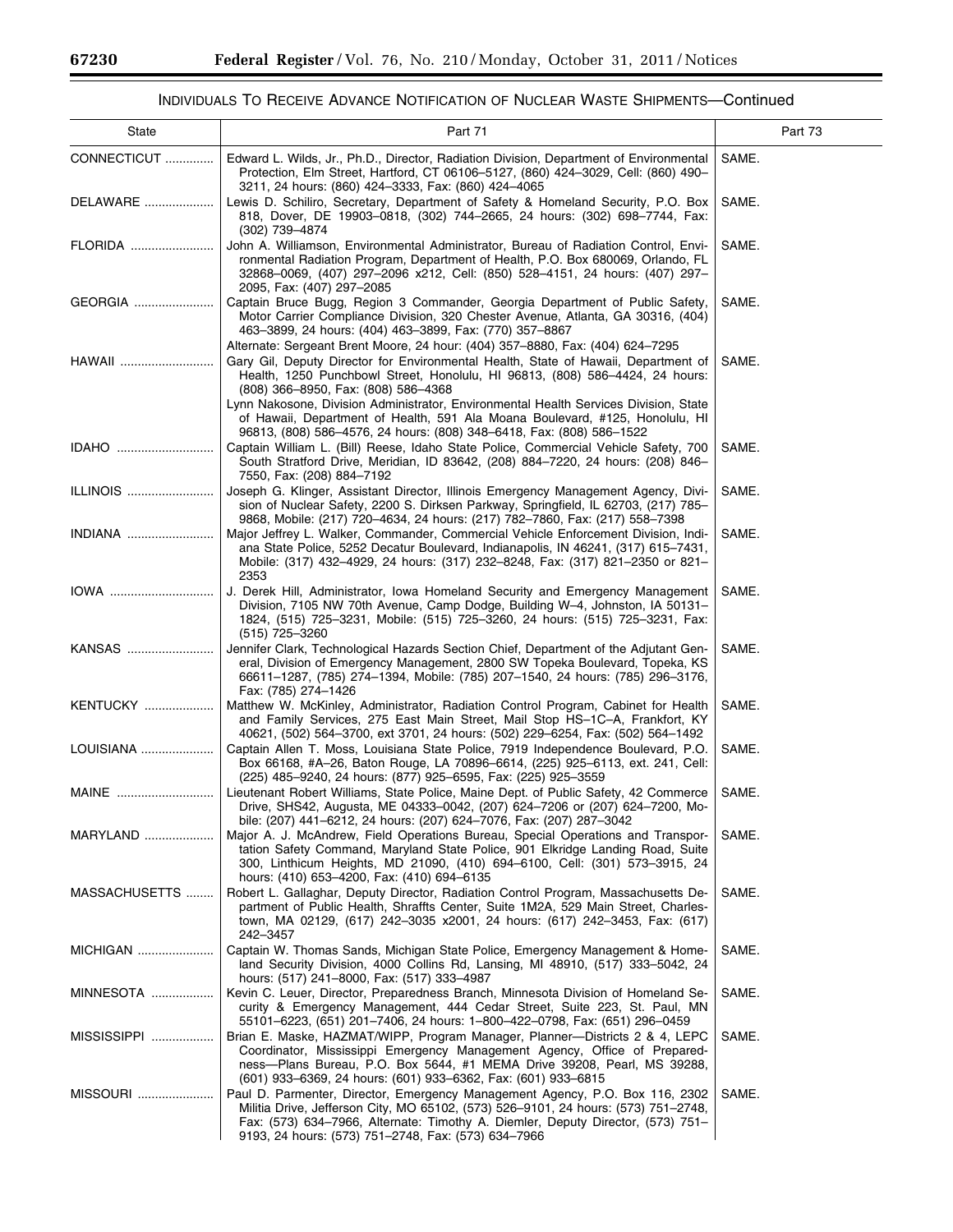## INDIVIDUALS TO RECEIVE ADVANCE NOTIFICATION OF NUCLEAR WASTE SHIPMENTS—Continued

| State | Part 71 | Part 73 |
|---|---|---|
| CONNECTICUT | Edward L. Wilds, Jr., Ph.D., Director, Radiation Division, Department of Environmental Protection, Elm Street, Hartford, CT 06106–5127, (860) 424–3029, Cell: (860) 490–3211, 24 hours: (860) 424–3333, Fax: (860) 424–4065 | SAME. |
| DELAWARE | Lewis D. Schiliro, Secretary, Department of Safety & Homeland Security, P.O. Box 818, Dover, DE 19903–0818, (302) 744–2665, 24 hours: (302) 698–7744, Fax: (302) 739–4874 | SAME. |
| FLORIDA | John A. Williamson, Environmental Administrator, Bureau of Radiation Control, Environmental Radiation Program, Department of Health, P.O. Box 680069, Orlando, FL 32868–0069, (407) 297–2096 x212, Cell: (850) 528–4151, 24 hours: (407) 297–2095, Fax: (407) 297–2085 | SAME. |
| GEORGIA | Captain Bruce Bugg, Region 3 Commander, Georgia Department of Public Safety, Motor Carrier Compliance Division, 320 Chester Avenue, Atlanta, GA 30316, (404) 463–3899, 24 hours: (404) 463–3899, Fax: (770) 357–8867<br>Alternate: Sergeant Brent Moore, 24 hour: (404) 357–8880, Fax: (404) 624–7295 | SAME. |
| HAWAII | Gary Gil, Deputy Director for Environmental Health, State of Hawaii, Department of Health, 1250 Punchbowl Street, Honolulu, HI 96813, (808) 586–4424, 24 hours: (808) 366–8950, Fax: (808) 586–4368<br>Lynn Nakosone, Division Administrator, Environmental Health Services Division, State of Hawaii, Department of Health, 591 Ala Moana Boulevard, #125, Honolulu, HI 96813, (808) 586–4576, 24 hours: (808) 348–6418, Fax: (808) 586–1522 | SAME. |
| IDAHO | Captain William L. (Bill) Reese, Idaho State Police, Commercial Vehicle Safety, 700 South Stratford Drive, Meridian, ID 83642, (208) 884–7220, 24 hours: (208) 846–7550, Fax: (208) 884–7192 | SAME. |
| ILLINOIS | Joseph G. Klinger, Assistant Director, Illinois Emergency Management Agency, Division of Nuclear Safety, 2200 S. Dirksen Parkway, Springfield, IL 62703, (217) 785–9868, Mobile: (217) 720–4634, 24 hours: (217) 782–7860, Fax: (217) 558–7398 | SAME. |
| INDIANA | Major Jeffrey L. Walker, Commander, Commercial Vehicle Enforcement Division, Indiana State Police, 5252 Decatur Boulevard, Indianapolis, IN 46241, (317) 615–7431, Mobile: (317) 432–4929, 24 hours: (317) 232–8248, Fax: (317) 821–2350 or 821–2353 | SAME. |
| IOWA | J. Derek Hill, Administrator, Iowa Homeland Security and Emergency Management Division, 7105 NW 70th Avenue, Camp Dodge, Building W–4, Johnston, IA 50131–1824, (515) 725–3231, Mobile: (515) 725–3260, 24 hours: (515) 725–3231, Fax: (515) 725–3260 | SAME. |
| KANSAS | Jennifer Clark, Technological Hazards Section Chief, Department of the Adjutant General, Division of Emergency Management, 2800 SW Topeka Boulevard, Topeka, KS 66611–1287, (785) 274–1394, Mobile: (785) 207–1540, 24 hours: (785) 296–3176, Fax: (785) 274–1426 | SAME. |
| KENTUCKY | Matthew W. McKinley, Administrator, Radiation Control Program, Cabinet for Health and Family Services, 275 East Main Street, Mail Stop HS–1C–A, Frankfort, KY 40621, (502) 564–3700, ext 3701, 24 hours: (502) 229–6254, Fax: (502) 564–1492 | SAME. |
| LOUISIANA | Captain Allen T. Moss, Louisiana State Police, 7919 Independence Boulevard, P.O. Box 66168, #A–26, Baton Rouge, LA 70896–6614, (225) 925–6113, ext. 241, Cell: (225) 485–9240, 24 hours: (877) 925–6595, Fax: (225) 925–3559 | SAME. |
| MAINE | Lieutenant Robert Williams, State Police, Maine Dept. of Public Safety, 42 Commerce Drive, SHS42, Augusta, ME 04333–0042, (207) 624–7206 or (207) 624–7200, Mobile: (207) 441–6212, 24 hours: (207) 624–7076, Fax: (207) 287–3042 | SAME. |
| MARYLAND | Major A. J. McAndrew, Field Operations Bureau, Special Operations and Transportation Safety Command, Maryland State Police, 901 Elkridge Landing Road, Suite 300, Linthicum Heights, MD 21090, (410) 694–6100, Cell: (301) 573–3915, 24 hours: (410) 653–4200, Fax: (410) 694–6135 | SAME. |
| MASSACHUSETTS | Robert L. Gallaghar, Deputy Director, Radiation Control Program, Massachusetts Department of Public Health, Shraffts Center, Suite 1M2A, 529 Main Street, Charlestown, MA 02129, (617) 242–3035 x2001, 24 hours: (617) 242–3453, Fax: (617) 242–3457 | SAME. |
| MICHIGAN | Captain W. Thomas Sands, Michigan State Police, Emergency Management & Homeland Security Division, 4000 Collins Rd, Lansing, MI 48910, (517) 333–5042, 24 hours: (517) 241–8000, Fax: (517) 333–4987 | SAME. |
| MINNESOTA | Kevin C. Leuer, Director, Preparedness Branch, Minnesota Division of Homeland Security & Emergency Management, 444 Cedar Street, Suite 223, St. Paul, MN 55101–6223, (651) 201–7406, 24 hours: 1–800–422–0798, Fax: (651) 296–0459 | SAME. |
| MISSISSIPPI | Brian E. Maske, HAZMAT/WIPP, Program Manager, Planner—Districts 2 & 4, LEPC Coordinator, Mississippi Emergency Management Agency, Office of Preparedness—Plans Bureau, P.O. Box 5644, #1 MEMA Drive 39208, Pearl, MS 39288, (601) 933–6369, 24 hours: (601) 933–6362, Fax: (601) 933–6815 | SAME. |
| MISSOURI | Paul D. Parmenter, Director, Emergency Management Agency, P.O. Box 116, 2302 Militia Drive, Jefferson City, MO 65102, (573) 526–9101, 24 hours: (573) 751–2748, Fax: (573) 634–7966, Alternate: Timothy A. Diemler, Deputy Director, (573) 751–9193, 24 hours: (573) 751–2748, Fax: (573) 634–7966 | SAME. |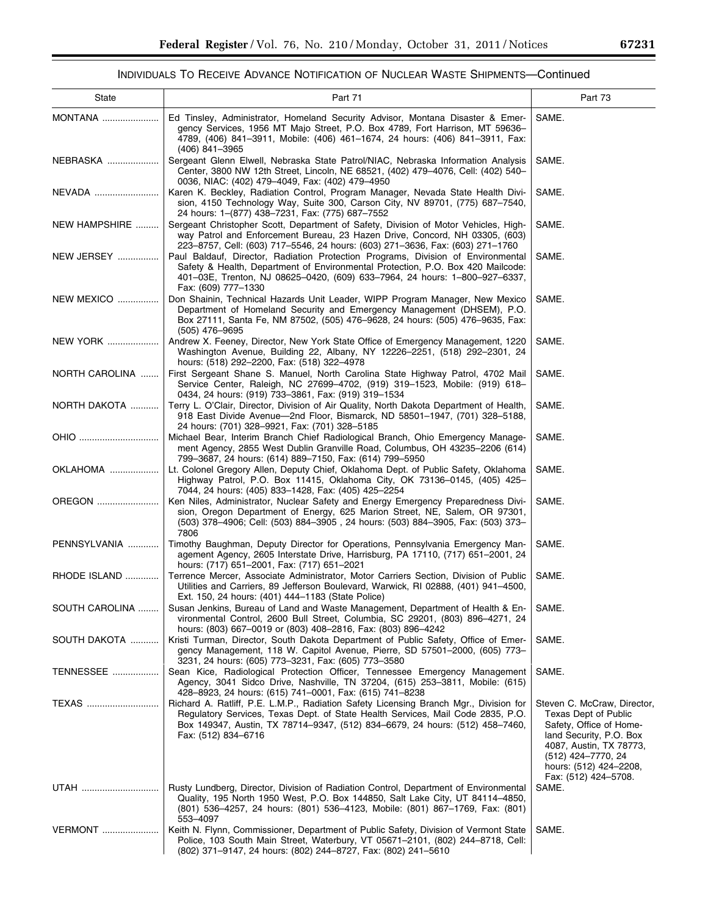## INDIVIDUALS TO RECEIVE ADVANCE NOTIFICATION OF NUCLEAR WASTE SHIPMENTS—Continued

| State | Part 71 | Part 73 |
| --- | --- | --- |
| MONTANA | Ed Tinsley, Administrator, Homeland Security Advisor, Montana Disaster & Emergency Services, 1956 MT Majo Street, P.O. Box 4789, Fort Harrison, MT 59636–4789, (406) 841–3911, Mobile: (406) 461–1674, 24 hours: (406) 841–3911, Fax: (406) 841–3965 | SAME. |
| NEBRASKA | Sergeant Glenn Elwell, Nebraska State Patrol/NIAC, Nebraska Information Analysis Center, 3800 NW 12th Street, Lincoln, NE 68521, (402) 479–4076, Cell: (402) 540–0036, NIAC: (402) 479–4049, Fax: (402) 479–4950 | SAME. |
| NEVADA | Karen K. Beckley, Radiation Control, Program Manager, Nevada State Health Division, 4150 Technology Way, Suite 300, Carson City, NV 89701, (775) 687–7540, 24 hours: 1–(877) 438–7231, Fax: (775) 687–7552 | SAME. |
| NEW HAMPSHIRE | Sergeant Christopher Scott, Department of Safety, Division of Motor Vehicles, Highway Patrol and Enforcement Bureau, 23 Hazen Drive, Concord, NH 03305, (603) 223–8757, Cell: (603) 717–5546, 24 hours: (603) 271–3636, Fax: (603) 271–1760 | SAME. |
| NEW JERSEY | Paul Baldauf, Director, Radiation Protection Programs, Division of Environmental Safety & Health, Department of Environmental Protection, P.O. Box 420 Mailcode: 401–03E, Trenton, NJ 08625–0420, (609) 633–7964, 24 hours: 1–800–927–6337, Fax: (609) 777–1330 | SAME. |
| NEW MEXICO | Don Shainin, Technical Hazards Unit Leader, WIPP Program Manager, New Mexico Department of Homeland Security and Emergency Management (DHSEM), P.O. Box 27111, Santa Fe, NM 87502, (505) 476–9628, 24 hours: (505) 476–9635, Fax: (505) 476–9695 | SAME. |
| NEW YORK | Andrew X. Feeney, Director, New York State Office of Emergency Management, 1220 Washington Avenue, Building 22, Albany, NY 12226–2251, (518) 292–2301, 24 hours: (518) 292–2200, Fax: (518) 322–4978 | SAME. |
| NORTH CAROLINA | First Sergeant Shane S. Manuel, North Carolina State Highway Patrol, 4702 Mail Service Center, Raleigh, NC 27699–4702, (919) 319–1523, Mobile: (919) 618–0434, 24 hours: (919) 733–3861, Fax: (919) 319–1534 | SAME. |
| NORTH DAKOTA | Terry L. O'Clair, Director, Division of Air Quality, North Dakota Department of Health, 918 East Divide Avenue—2nd Floor, Bismarck, ND 58501–1947, (701) 328–5188, 24 hours: (701) 328–9921, Fax: (701) 328–5185 | SAME. |
| OHIO | Michael Bear, Interim Branch Chief Radiological Branch, Ohio Emergency Management Agency, 2855 West Dublin Granville Road, Columbus, OH 43235–2206 (614) 799–3687, 24 hours: (614) 889–7150, Fax: (614) 799–5950 | SAME. |
| OKLAHOMA | Lt. Colonel Gregory Allen, Deputy Chief, Oklahoma Dept. of Public Safety, Oklahoma Highway Patrol, P.O. Box 11415, Oklahoma City, OK 73136–0145, (405) 425–7044, 24 hours: (405) 833–1428, Fax: (405) 425–2254 | SAME. |
| OREGON | Ken Niles, Administrator, Nuclear Safety and Energy Emergency Preparedness Division, Oregon Department of Energy, 625 Marion Street, NE, Salem, OR 97301, (503) 378–4906; Cell: (503) 884–3905 , 24 hours: (503) 884–3905, Fax: (503) 373–7806 | SAME. |
| PENNSYLVANIA | Timothy Baughman, Deputy Director for Operations, Pennsylvania Emergency Management Agency, 2605 Interstate Drive, Harrisburg, PA 17110, (717) 651–2001, 24 hours: (717) 651–2001, Fax: (717) 651–2021 | SAME. |
| RHODE ISLAND | Terrence Mercer, Associate Administrator, Motor Carriers Section, Division of Public Utilities and Carriers, 89 Jefferson Boulevard, Warwick, RI 02888, (401) 941–4500, Ext. 150, 24 hours: (401) 444–1183 (State Police) | SAME. |
| SOUTH CAROLINA | Susan Jenkins, Bureau of Land and Waste Management, Department of Health & Environmental Control, 2600 Bull Street, Columbia, SC 29201, (803) 896–4271, 24 hours: (803) 667–0019 or (803) 408–2816, Fax: (803) 896–4242 | SAME. |
| SOUTH DAKOTA | Kristi Turman, Director, South Dakota Department of Public Safety, Office of Emergency Management, 118 W. Capitol Avenue, Pierre, SD 57501–2000, (605) 773–3231, 24 hours: (605) 773–3231, Fax: (605) 773–3580 | SAME. |
| TENNESSEE | Sean Kice, Radiological Protection Officer, Tennessee Emergency Management Agency, 3041 Sidco Drive, Nashville, TN 37204, (615) 253–3811, Mobile: (615) 428–8923, 24 hours: (615) 741–0001, Fax: (615) 741–8238 | SAME. |
| TEXAS | Richard A. Ratliff, P.E. L.M.P., Radiation Safety Licensing Branch Mgr., Division for Regulatory Services, Texas Dept. of State Health Services, Mail Code 2835, P.O. Box 149347, Austin, TX 78714–9347, (512) 834–6679, 24 hours: (512) 458–7460, Fax: (512) 834–6716 | Steven C. McCraw, Director, Texas Dept of Public Safety, Office of Homeland Security, P.O. Box 4087, Austin, TX 78773, (512) 424–7770, 24 hours: (512) 424–2208, Fax: (512) 424–5708. |
| UTAH | Rusty Lundberg, Director, Division of Radiation Control, Department of Environmental Quality, 195 North 1950 West, P.O. Box 144850, Salt Lake City, UT 84114–4850, (801) 536–4257, 24 hours: (801) 536–4123, Mobile: (801) 867–1769, Fax: (801) 553–4097 | SAME. |
| VERMONT | Keith N. Flynn, Commissioner, Department of Public Safety, Division of Vermont State Police, 103 South Main Street, Waterbury, VT 05671–2101, (802) 244–8718, Cell: (802) 371–9147, 24 hours: (802) 244–8727, Fax: (802) 241–5610 | SAME. |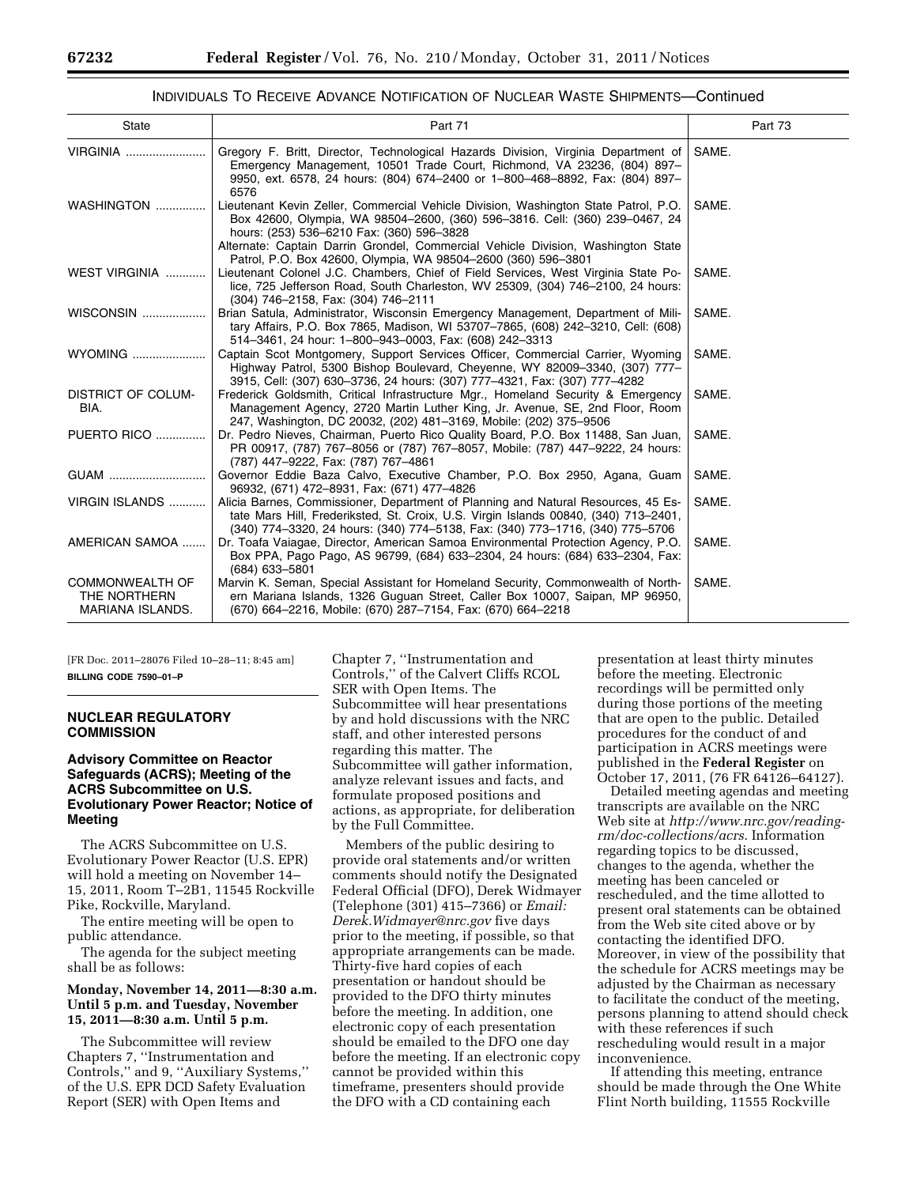INDIVIDUALS TO RECEIVE ADVANCE NOTIFICATION OF NUCLEAR WASTE SHIPMENTS—Continued

| State | Part 71 | Part 73 |
| --- | --- | --- |
| VIRGINIA | Gregory F. Britt, Director, Technological Hazards Division, Virginia Department of Emergency Management, 10501 Trade Court, Richmond, VA 23236, (804) 897–9950, ext. 6578, 24 hours: (804) 674–2400 or 1–800–468–8892, Fax: (804) 897–6576 | SAME. |
| WASHINGTON | Lieutenant Kevin Zeller, Commercial Vehicle Division, Washington State Patrol, P.O. Box 42600, Olympia, WA 98504–2600, (360) 596–3816. Cell: (360) 239–0467, 24 hours: (253) 536–6210 Fax: (360) 596–3828<br>Alternate: Captain Darrin Grondel, Commercial Vehicle Division, Washington State Patrol, P.O. Box 42600, Olympia, WA 98504–2600 (360) 596–3801 | SAME. |
| WEST VIRGINIA | Lieutenant Colonel J.C. Chambers, Chief of Field Services, West Virginia State Police, 725 Jefferson Road, South Charleston, WV 25309, (304) 746–2100, 24 hours: (304) 746–2158, Fax: (304) 746–2111 | SAME. |
| WISCONSIN | Brian Satula, Administrator, Wisconsin Emergency Management, Department of Military Affairs, P.O. Box 7865, Madison, WI 53707–7865, (608) 242–3210, Cell: (608) 514–3461, 24 hour: 1–800–943–0003, Fax: (608) 242–3313 | SAME. |
| WYOMING | Captain Scot Montgomery, Support Services Officer, Commercial Carrier, Wyoming Highway Patrol, 5300 Bishop Boulevard, Cheyenne, WY 82009–3340, (307) 777–3915, Cell: (307) 630–3736, 24 hours: (307) 777–4321, Fax: (307) 777–4282 | SAME. |
| DISTRICT OF COLUMBIA. | Frederick Goldsmith, Critical Infrastructure Mgr., Homeland Security & Emergency Management Agency, 2720 Martin Luther King, Jr. Avenue, SE, 2nd Floor, Room 247, Washington, DC 20032, (202) 481–3169, Mobile: (202) 375–9506 | SAME. |
| PUERTO RICO | Dr. Pedro Nieves, Chairman, Puerto Rico Quality Board, P.O. Box 11488, San Juan, PR 00917, (787) 767–8056 or (787) 767–8057, Mobile: (787) 447–9222, 24 hours: (787) 447–9222, Fax: (787) 767–4861 | SAME. |
| GUAM | Governor Eddie Baza Calvo, Executive Chamber, P.O. Box 2950, Agana, Guam 96932, (671) 472–8931, Fax: (671) 477–4826 | SAME. |
| VIRGIN ISLANDS | Alicia Barnes, Commissioner, Department of Planning and Natural Resources, 45 Estate Mars Hill, Frederiksted, St. Croix, U.S. Virgin Islands 00840, (340) 713–2401, (340) 774–3320, 24 hours: (340) 774–5138, Fax: (340) 773–1716, (340) 775–5706 | SAME. |
| AMERICAN SAMOA | Dr. Toafa Vaiagae, Director, American Samoa Environmental Protection Agency, P.O. Box PPA, Pago Pago, AS 96799, (684) 633–2304, 24 hours: (684) 633–2304, Fax: (684) 633–5801 | SAME. |
| COMMONWEALTH OF THE NORTHERN MARIANA ISLANDS. | Marvin K. Seman, Special Assistant for Homeland Security, Commonwealth of Northern Mariana Islands, 1326 Guguan Street, Caller Box 10007, Saipan, MP 96950, (670) 664–2216, Mobile: (670) 287–7154, Fax: (670) 664–2218 | SAME. |

[FR Doc. 2011–28076 Filed 10–28–11; 8:45 am]

**BILLING CODE 7590–01–P**

## NUCLEAR REGULATORY COMMISSION

### Advisory Committee on Reactor Safeguards (ACRS); Meeting of the ACRS Subcommittee on U.S. Evolutionary Power Reactor; Notice of Meeting

The ACRS Subcommittee on U.S. Evolutionary Power Reactor (U.S. EPR) will hold a meeting on November 14–15, 2011, Room T–2B1, 11545 Rockville Pike, Rockville, Maryland.

The entire meeting will be open to public attendance.

The agenda for the subject meeting shall be as follows:

**Monday, November 14, 2011—8:30 a.m. Until 5 p.m. and Tuesday, November 15, 2011—8:30 a.m. Until 5 p.m.**

The Subcommittee will review Chapters 7, ''Instrumentation and Controls,'' and 9, ''Auxiliary Systems,'' of the U.S. EPR DCD Safety Evaluation Report (SER) with Open Items and Chapter 7, ''Instrumentation and Controls,'' of the Calvert Cliffs RCOL SER with Open Items. The Subcommittee will hear presentations by and hold discussions with the NRC staff, and other interested persons regarding this matter. The Subcommittee will gather information, analyze relevant issues and facts, and formulate proposed positions and actions, as appropriate, for deliberation by the Full Committee.

Members of the public desiring to provide oral statements and/or written comments should notify the Designated Federal Official (DFO), Derek Widmayer (Telephone (301) 415–7366) or *Email: Derek.Widmayer@nrc.gov* five days prior to the meeting, if possible, so that appropriate arrangements can be made. Thirty-five hard copies of each presentation or handout should be provided to the DFO thirty minutes before the meeting. In addition, one electronic copy of each presentation should be emailed to the DFO one day before the meeting. If an electronic copy cannot be provided within this timeframe, presenters should provide the DFO with a CD containing each presentation at least thirty minutes before the meeting. Electronic recordings will be permitted only during those portions of the meeting that are open to the public. Detailed procedures for the conduct of and participation in ACRS meetings were published in the **Federal Register** on October 17, 2011, (76 FR 64126–64127).

Detailed meeting agendas and meeting transcripts are available on the NRC Web site at *http://www.nrc.gov/reading-rm/doc-collections/acrs.* Information regarding topics to be discussed, changes to the agenda, whether the meeting has been canceled or rescheduled, and the time allotted to present oral statements can be obtained from the Web site cited above or by contacting the identified DFO. Moreover, in view of the possibility that the schedule for ACRS meetings may be adjusted by the Chairman as necessary to facilitate the conduct of the meeting, persons planning to attend should check with these references if such rescheduling would result in a major inconvenience.

If attending this meeting, entrance should be made through the One White Flint North building, 11555 Rockville